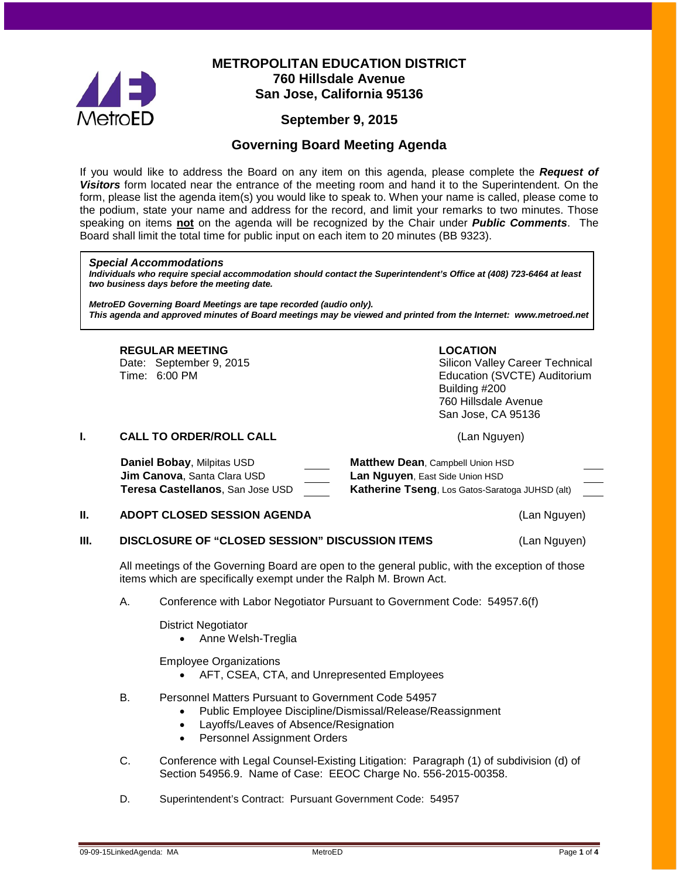# METROPOLITAN EDUCATION DISTRICT
## 760 Hillsdale Avenue
## San Jose, California 95136

## September 9, 2015

## Governing Board Meeting Agenda

If you would like to address the Board on any item on this agenda, please complete the ***Request of Visitors*** form located near the entrance of the meeting room and hand it to the Superintendent. On the form, please list the agenda item(s) you would like to speak to. When your name is called, please come to the podium, state your name and address for the record, and limit your remarks to two minutes. Those speaking on items **not** on the agenda will be recognized by the Chair under ***Public Comments***. The Board shall limit the total time for public input on each item to 20 minutes (BB 9323).

> ***Special Accommodations***
> ***Individuals who require special accommodation should contact the Superintendent's Office at (408) 723-6464 at least two business days before the meeting date.***
>
> ***MetroED Governing Board Meetings are tape recorded (audio only).***
> ***This agenda and approved minutes of Board meetings may be viewed and printed from the Internet: www.metroed.net***

**REGULAR MEETING**
Date: September 9, 2015
Time: 6:00 PM

**LOCATION**
Silicon Valley Career Technical Education (SVCTE) Auditorium
Building #200
760 Hillsdale Avenue
San Jose, CA 95136

### I. CALL TO ORDER/ROLL CALL (Lan Nguyen)

| | | | |
|---|---|---|---|
| **Daniel Bobay**, Milpitas USD | ____ | **Matthew Dean**, Campbell Union HSD | ____ |
| **Jim Canova**, Santa Clara USD | ____ | **Lan Nguyen**, East Side Union HSD | ____ |
| **Teresa Castellanos**, San Jose USD | ____ | **Katherine Tseng**, Los Gatos-Saratoga JUHSD (alt) | ____ |

### II. ADOPT CLOSED SESSION AGENDA (Lan Nguyen)

### III. DISCLOSURE OF "CLOSED SESSION" DISCUSSION ITEMS (Lan Nguyen)

All meetings of the Governing Board are open to the general public, with the exception of those items which are specifically exempt under the Ralph M. Brown Act.

A. Conference with Labor Negotiator Pursuant to Government Code: 54957.6(f)

District Negotiator
- Anne Welsh-Treglia

Employee Organizations
- AFT, CSEA, CTA, and Unrepresented Employees

B. Personnel Matters Pursuant to Government Code 54957
- Public Employee Discipline/Dismissal/Release/Reassignment
- Layoffs/Leaves of Absence/Resignation
- Personnel Assignment Orders

C. Conference with Legal Counsel-Existing Litigation: Paragraph (1) of subdivision (d) of Section 54956.9. Name of Case: EEOC Charge No. 556-2015-00358.

D. Superintendent's Contract: Pursuant Government Code: 54957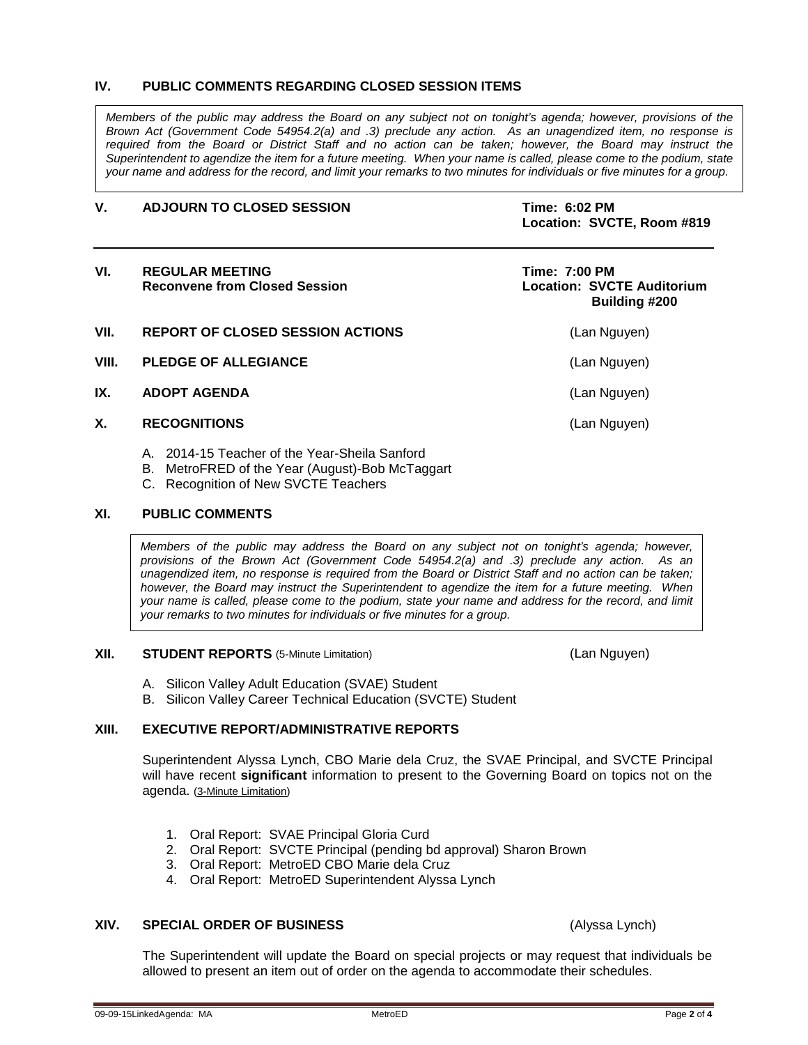## IV. PUBLIC COMMENTS REGARDING CLOSED SESSION ITEMS

*Members of the public may address the Board on any subject not on tonight's agenda; however, provisions of the Brown Act (Government Code 54954.2(a) and .3) preclude any action. As an unagendized item, no response is required from the Board or District Staff and no action can be taken; however, the Board may instruct the Superintendent to agendize the item for a future meeting. When your name is called, please come to the podium, state your name and address for the record, and limit your remarks to two minutes for individuals or five minutes for a group.*

## V. ADJOURN TO CLOSED SESSION

**Time: 6:02 PM**
**Location: SVCTE, Room #819**

---

## VI. REGULAR MEETING

**Reconvene from Closed Session**

**Time: 7:00 PM**
**Location: SVCTE Auditorium Building #200**

## VII. REPORT OF CLOSED SESSION ACTIONS

(Lan Nguyen)

## VIII. PLEDGE OF ALLEGIANCE

(Lan Nguyen)

## IX. ADOPT AGENDA

(Lan Nguyen)

## X. RECOGNITIONS

(Lan Nguyen)

A. 2014-15 Teacher of the Year-Sheila Sanford
B. MetroFRED of the Year (August)-Bob McTaggart
C. Recognition of New SVCTE Teachers

## XI. PUBLIC COMMENTS

*Members of the public may address the Board on any subject not on tonight's agenda; however, provisions of the Brown Act (Government Code 54954.2(a) and .3) preclude any action. As an unagendized item, no response is required from the Board or District Staff and no action can be taken; however, the Board may instruct the Superintendent to agendize the item for a future meeting. When your name is called, please come to the podium, state your name and address for the record, and limit your remarks to two minutes for individuals or five minutes for a group.*

## XII. STUDENT REPORTS (5-Minute Limitation)

(Lan Nguyen)

A. Silicon Valley Adult Education (SVAE) Student
B. Silicon Valley Career Technical Education (SVCTE) Student

## XIII. EXECUTIVE REPORT/ADMINISTRATIVE REPORTS

Superintendent Alyssa Lynch, CBO Marie dela Cruz, the SVAE Principal, and SVCTE Principal will have recent **significant** information to present to the Governing Board on topics not on the agenda. (3-Minute Limitation)

1. Oral Report: SVAE Principal Gloria Curd
2. Oral Report: SVCTE Principal (pending bd approval) Sharon Brown
3. Oral Report: MetroED CBO Marie dela Cruz
4. Oral Report: MetroED Superintendent Alyssa Lynch

## XIV. SPECIAL ORDER OF BUSINESS

(Alyssa Lynch)

The Superintendent will update the Board on special projects or may request that individuals be allowed to present an item out of order on the agenda to accommodate their schedules.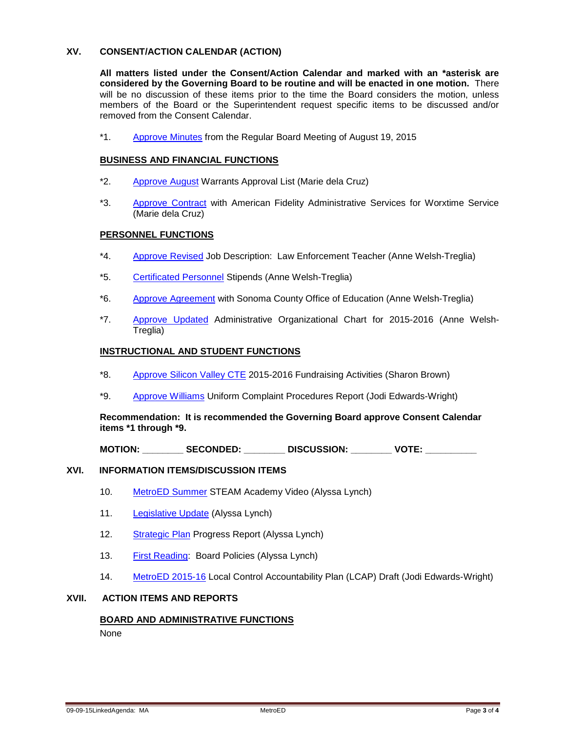## XV. CONSENT/ACTION CALENDAR (ACTION)

**All matters listed under the Consent/Action Calendar and marked with an *asterisk are considered by the Governing Board to be routine and will be enacted in one motion.** There will be no discussion of these items prior to the time the Board considers the motion, unless members of the Board or the Superintendent request specific items to be discussed and/or removed from the Consent Calendar.

*1. Approve Minutes from the Regular Board Meeting of August 19, 2015

### BUSINESS AND FINANCIAL FUNCTIONS

*2. Approve August Warrants Approval List (Marie dela Cruz)

*3. Approve Contract with American Fidelity Administrative Services for Worxtime Service (Marie dela Cruz)

### PERSONNEL FUNCTIONS

*4. Approve Revised Job Description: Law Enforcement Teacher (Anne Welsh-Treglia)

*5. Certificated Personnel Stipends (Anne Welsh-Treglia)

*6. Approve Agreement with Sonoma County Office of Education (Anne Welsh-Treglia)

*7. Approve Updated Administrative Organizational Chart for 2015-2016 (Anne Welsh-Treglia)

### INSTRUCTIONAL AND STUDENT FUNCTIONS

*8. Approve Silicon Valley CTE 2015-2016 Fundraising Activities (Sharon Brown)

*9. Approve Williams Uniform Complaint Procedures Report (Jodi Edwards-Wright)

**Recommendation: It is recommended the Governing Board approve Consent Calendar items *1 through *9.**

**MOTION:** ________ **SECONDED:** ________ **DISCUSSION:** ________ **VOTE:** __________

## XVI. INFORMATION ITEMS/DISCUSSION ITEMS

10. MetroED Summer STEAM Academy Video (Alyssa Lynch)

11. Legislative Update (Alyssa Lynch)

12. Strategic Plan Progress Report (Alyssa Lynch)

13. First Reading: Board Policies (Alyssa Lynch)

14. MetroED 2015-16 Local Control Accountability Plan (LCAP) Draft (Jodi Edwards-Wright)

## XVII. ACTION ITEMS AND REPORTS

### BOARD AND ADMINISTRATIVE FUNCTIONS

None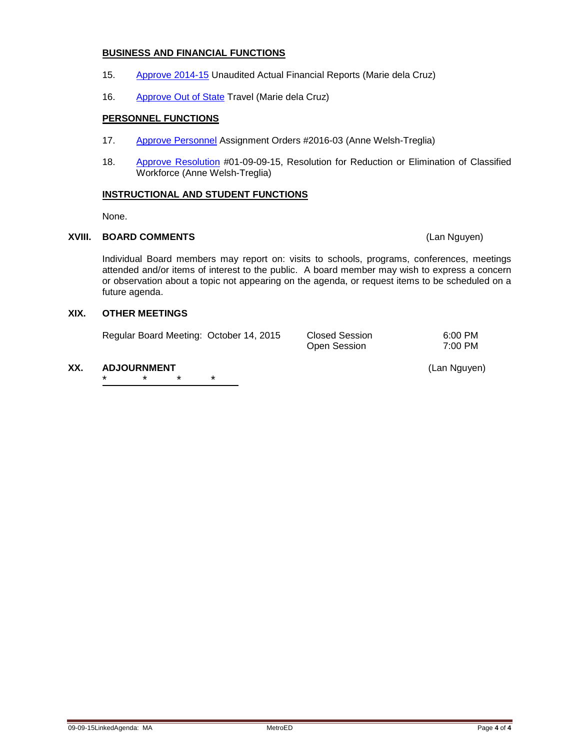**BUSINESS AND FINANCIAL FUNCTIONS**

15. Approve 2014-15 Unaudited Actual Financial Reports (Marie dela Cruz)

16. Approve Out of State Travel (Marie dela Cruz)

**PERSONNEL FUNCTIONS**

17. Approve Personnel Assignment Orders #2016-03 (Anne Welsh-Treglia)

18. Approve Resolution #01-09-09-15, Resolution for Reduction or Elimination of Classified Workforce (Anne Welsh-Treglia)

**INSTRUCTIONAL AND STUDENT FUNCTIONS**

None.

## XVIII. BOARD COMMENTS (Lan Nguyen)

Individual Board members may report on: visits to schools, programs, conferences, meetings attended and/or items of interest to the public. A board member may wish to express a concern or observation about a topic not appearing on the agenda, or request items to be scheduled on a future agenda.

## XIX. OTHER MEETINGS

| | | |
|---|---|---|
| Regular Board Meeting: October 14, 2015 | Closed Session | 6:00 PM |
| | Open Session | 7:00 PM |

## XX. ADJOURNMENT (Lan Nguyen)

\* \* \* \*